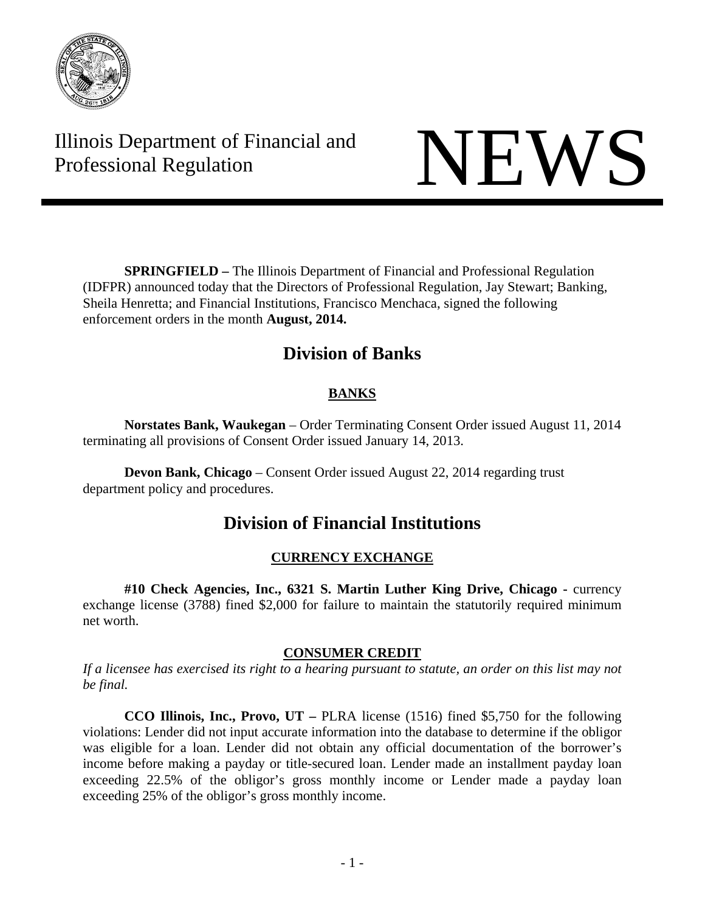Illinois Department of Financial and Professional Regulation

# NEWS

**SPRINGFIELD –** The Illinois Department of Financial and Professional Regulation (IDFPR) announced today that the Directors of Professional Regulation, Jay Stewart; Banking, Sheila Henretta; and Financial Institutions, Francisco Menchaca, signed the following enforcement orders in the month **August, 2014.**

## Division of Banks

### BANKS

**Norstates Bank, Waukegan** – Order Terminating Consent Order issued August 11, 2014 terminating all provisions of Consent Order issued January 14, 2013.

**Devon Bank, Chicago** – Consent Order issued August 22, 2014 regarding trust department policy and procedures.

## Division of Financial Institutions

### CURRENCY EXCHANGE

**#10 Check Agencies, Inc., 6321 S. Martin Luther King Drive, Chicago -** currency exchange license (3788) fined $2,000 for failure to maintain the statutorily required minimum net worth.

### CONSUMER CREDIT

*If a licensee has exercised its right to a hearing pursuant to statute, an order on this list may not be final.*

**CCO Illinois, Inc., Provo, UT –** PLRA license (1516) fined $5,750 for the following violations: Lender did not input accurate information into the database to determine if the obligor was eligible for a loan. Lender did not obtain any official documentation of the borrower's income before making a payday or title-secured loan. Lender made an installment payday loan exceeding 22.5% of the obligor's gross monthly income or Lender made a payday loan exceeding 25% of the obligor's gross monthly income.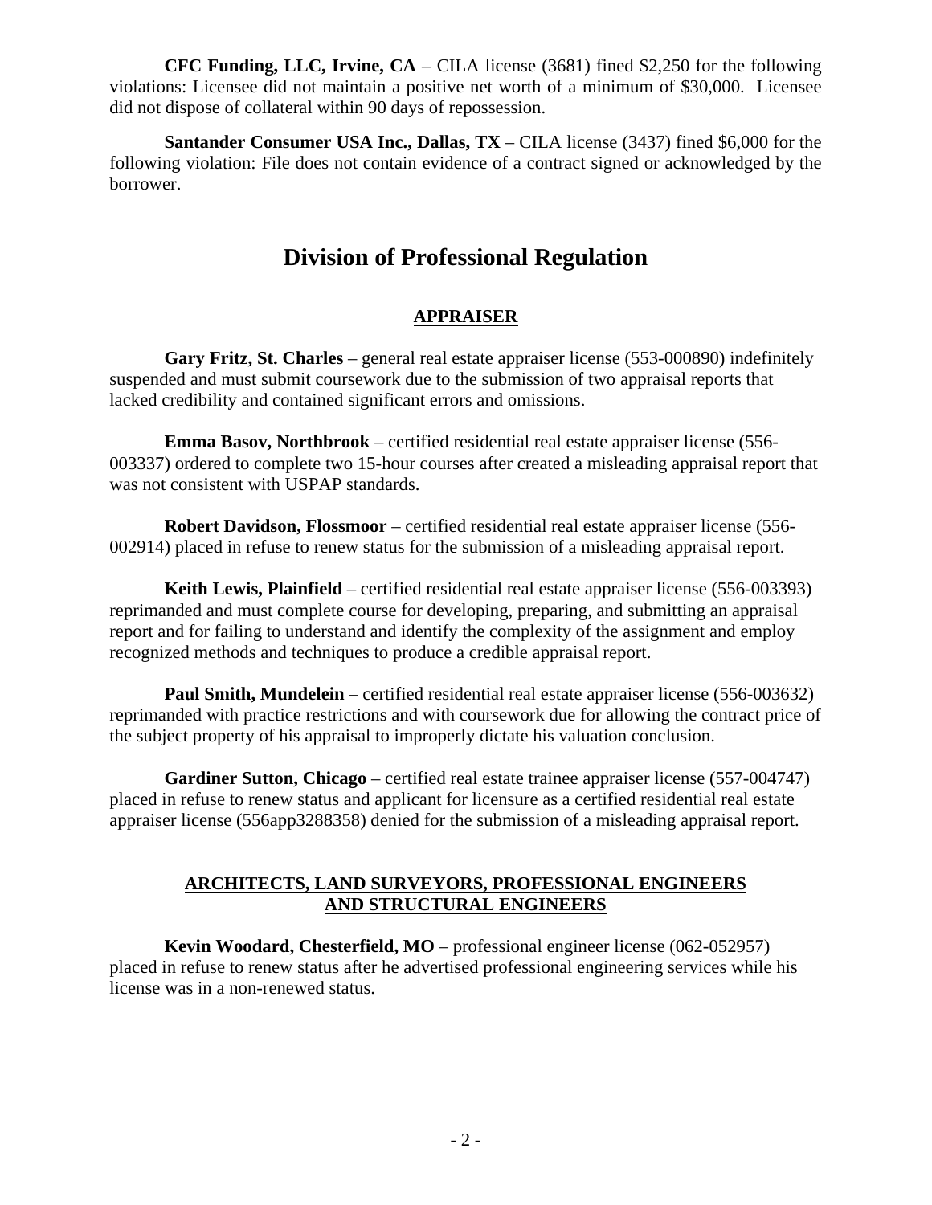**CFC Funding, LLC, Irvine, CA** – CILA license (3681) fined $2,250 for the following violations: Licensee did not maintain a positive net worth of a minimum of $30,000. Licensee did not dispose of collateral within 90 days of repossession.

**Santander Consumer USA Inc., Dallas, TX** – CILA license (3437) fined $6,000 for the following violation: File does not contain evidence of a contract signed or acknowledged by the borrower.

# Division of Professional Regulation

## APPRAISER

**Gary Fritz, St. Charles** – general real estate appraiser license (553-000890) indefinitely suspended and must submit coursework due to the submission of two appraisal reports that lacked credibility and contained significant errors and omissions.

**Emma Basov, Northbrook** – certified residential real estate appraiser license (556-003337) ordered to complete two 15-hour courses after created a misleading appraisal report that was not consistent with USPAP standards.

**Robert Davidson, Flossmoor** – certified residential real estate appraiser license (556-002914) placed in refuse to renew status for the submission of a misleading appraisal report.

**Keith Lewis, Plainfield** – certified residential real estate appraiser license (556-003393) reprimanded and must complete course for developing, preparing, and submitting an appraisal report and for failing to understand and identify the complexity of the assignment and employ recognized methods and techniques to produce a credible appraisal report.

**Paul Smith, Mundelein** – certified residential real estate appraiser license (556-003632) reprimanded with practice restrictions and with coursework due for allowing the contract price of the subject property of his appraisal to improperly dictate his valuation conclusion.

**Gardiner Sutton, Chicago** – certified real estate trainee appraiser license (557-004747) placed in refuse to renew status and applicant for licensure as a certified residential real estate appraiser license (556app3288358) denied for the submission of a misleading appraisal report.

## ARCHITECTS, LAND SURVEYORS, PROFESSIONAL ENGINEERS AND STRUCTURAL ENGINEERS

**Kevin Woodard, Chesterfield, MO** – professional engineer license (062-052957) placed in refuse to renew status after he advertised professional engineering services while his license was in a non-renewed status.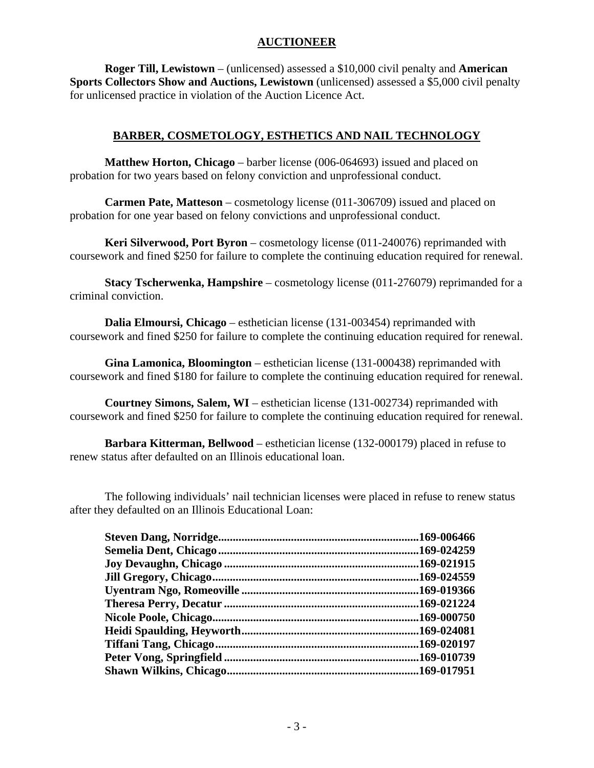## AUCTIONEER

**Roger Till, Lewistown** – (unlicensed) assessed a $10,000 civil penalty and **American Sports Collectors Show and Auctions, Lewistown** (unlicensed) assessed a $5,000 civil penalty for unlicensed practice in violation of the Auction Licence Act.

## BARBER, COSMETOLOGY, ESTHETICS AND NAIL TECHNOLOGY

**Matthew Horton, Chicago** – barber license (006-064693) issued and placed on probation for two years based on felony conviction and unprofessional conduct.

**Carmen Pate, Matteson** – cosmetology license (011-306709) issued and placed on probation for one year based on felony convictions and unprofessional conduct.

**Keri Silverwood, Port Byron** – cosmetology license (011-240076) reprimanded with coursework and fined $250 for failure to complete the continuing education required for renewal.

**Stacy Tscherwenka, Hampshire** – cosmetology license (011-276079) reprimanded for a criminal conviction.

**Dalia Elmoursi, Chicago** – esthetician license (131-003454) reprimanded with coursework and fined $250 for failure to complete the continuing education required for renewal.

**Gina Lamonica, Bloomington** – esthetician license (131-000438) reprimanded with coursework and fined $180 for failure to complete the continuing education required for renewal.

**Courtney Simons, Salem, WI** – esthetician license (131-002734) reprimanded with coursework and fined $250 for failure to complete the continuing education required for renewal.

**Barbara Kitterman, Bellwood** – esthetician license (132-000179) placed in refuse to renew status after defaulted on an Illinois educational loan.

The following individuals' nail technician licenses were placed in refuse to renew status after they defaulted on an Illinois Educational Loan:

**Steven Dang, Norridge....................................................................169-006466**
**Semelia Dent, Chicago....................................................................169-024259**
**Joy Devaughn, Chicago..................................................................169-021915**
**Jill Gregory, Chicago......................................................................169-024559**
**Uyentram Ngo, Romeoville............................................................169-019366**
**Theresa Perry, Decatur..................................................................169-021224**
**Nicole Poole, Chicago.....................................................................169-000750**
**Heidi Spaulding, Heyworth............................................................169-024081**
**Tiffani Tang, Chicago.....................................................................169-020197**
**Peter Vong, Springfield..................................................................169-010739**
**Shawn Wilkins, Chicago.................................................................169-017951**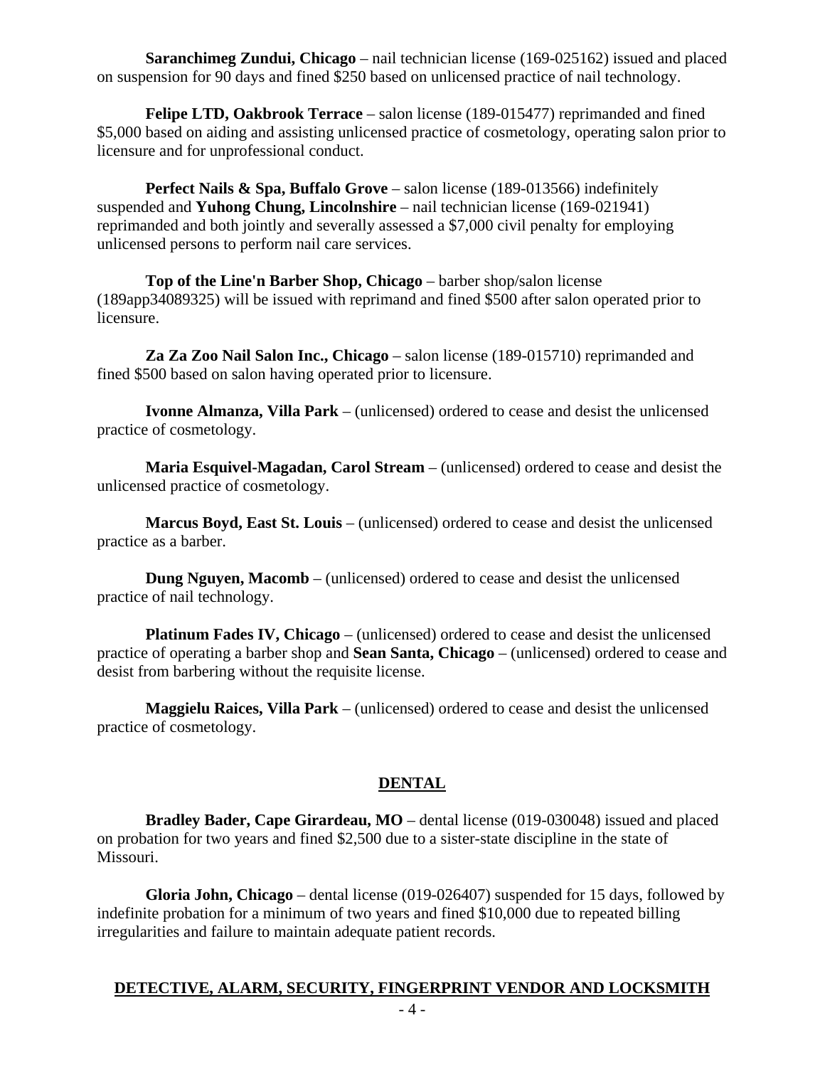**Saranchimeg Zundui, Chicago** – nail technician license (169-025162) issued and placed on suspension for 90 days and fined $250 based on unlicensed practice of nail technology.

**Felipe LTD, Oakbrook Terrace** – salon license (189-015477) reprimanded and fined $5,000 based on aiding and assisting unlicensed practice of cosmetology, operating salon prior to licensure and for unprofessional conduct.

**Perfect Nails & Spa, Buffalo Grove** – salon license (189-013566) indefinitely suspended and **Yuhong Chung, Lincolnshire** – nail technician license (169-021941) reprimanded and both jointly and severally assessed a $7,000 civil penalty for employing unlicensed persons to perform nail care services.

**Top of the Line'n Barber Shop, Chicago** – barber shop/salon license (189app34089325) will be issued with reprimand and fined $500 after salon operated prior to licensure.

**Za Za Zoo Nail Salon Inc., Chicago** – salon license (189-015710) reprimanded and fined $500 based on salon having operated prior to licensure.

**Ivonne Almanza, Villa Park** – (unlicensed) ordered to cease and desist the unlicensed practice of cosmetology.

**Maria Esquivel-Magadan, Carol Stream** – (unlicensed) ordered to cease and desist the unlicensed practice of cosmetology.

**Marcus Boyd, East St. Louis** – (unlicensed) ordered to cease and desist the unlicensed practice as a barber.

**Dung Nguyen, Macomb** – (unlicensed) ordered to cease and desist the unlicensed practice of nail technology.

**Platinum Fades IV, Chicago** – (unlicensed) ordered to cease and desist the unlicensed practice of operating a barber shop and **Sean Santa, Chicago** – (unlicensed) ordered to cease and desist from barbering without the requisite license.

**Maggielu Raices, Villa Park** – (unlicensed) ordered to cease and desist the unlicensed practice of cosmetology.

## DENTAL

**Bradley Bader, Cape Girardeau, MO** – dental license (019-030048) issued and placed on probation for two years and fined $2,500 due to a sister-state discipline in the state of Missouri.

**Gloria John, Chicago** – dental license (019-026407) suspended for 15 days, followed by indefinite probation for a minimum of two years and fined $10,000 due to repeated billing irregularities and failure to maintain adequate patient records.

## DETECTIVE, ALARM, SECURITY, FINGERPRINT VENDOR AND LOCKSMITH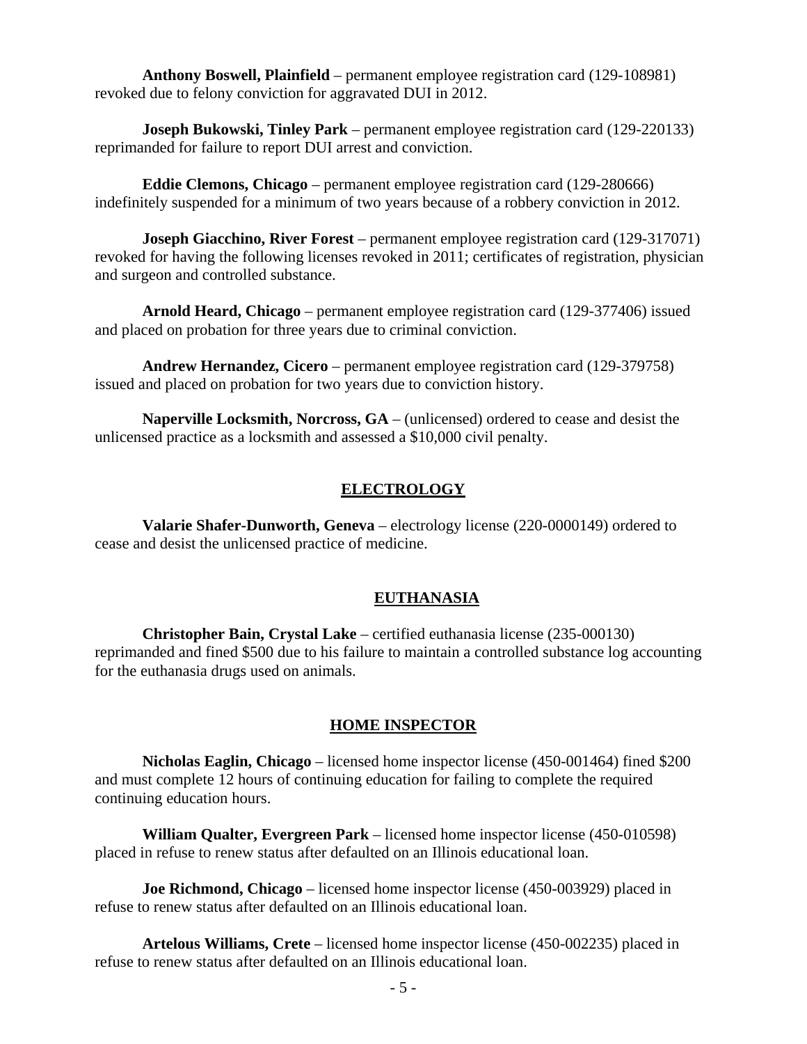**Anthony Boswell, Plainfield** – permanent employee registration card (129-108981) revoked due to felony conviction for aggravated DUI in 2012.

**Joseph Bukowski, Tinley Park** – permanent employee registration card (129-220133) reprimanded for failure to report DUI arrest and conviction.

**Eddie Clemons, Chicago** – permanent employee registration card (129-280666) indefinitely suspended for a minimum of two years because of a robbery conviction in 2012.

**Joseph Giacchino, River Forest** – permanent employee registration card (129-317071) revoked for having the following licenses revoked in 2011; certificates of registration, physician and surgeon and controlled substance.

**Arnold Heard, Chicago** – permanent employee registration card (129-377406) issued and placed on probation for three years due to criminal conviction.

**Andrew Hernandez, Cicero** – permanent employee registration card (129-379758) issued and placed on probation for two years due to conviction history.

**Naperville Locksmith, Norcross, GA** – (unlicensed) ordered to cease and desist the unlicensed practice as a locksmith and assessed a $10,000 civil penalty.

## ELECTROLOGY

**Valarie Shafer-Dunworth, Geneva** – electrology license (220-0000149) ordered to cease and desist the unlicensed practice of medicine.

## EUTHANASIA

**Christopher Bain, Crystal Lake** – certified euthanasia license (235-000130) reprimanded and fined $500 due to his failure to maintain a controlled substance log accounting for the euthanasia drugs used on animals.

## HOME INSPECTOR

**Nicholas Eaglin, Chicago** – licensed home inspector license (450-001464) fined $200 and must complete 12 hours of continuing education for failing to complete the required continuing education hours.

**William Qualter, Evergreen Park** – licensed home inspector license (450-010598) placed in refuse to renew status after defaulted on an Illinois educational loan.

**Joe Richmond, Chicago** – licensed home inspector license (450-003929) placed in refuse to renew status after defaulted on an Illinois educational loan.

**Artelous Williams, Crete** – licensed home inspector license (450-002235) placed in refuse to renew status after defaulted on an Illinois educational loan.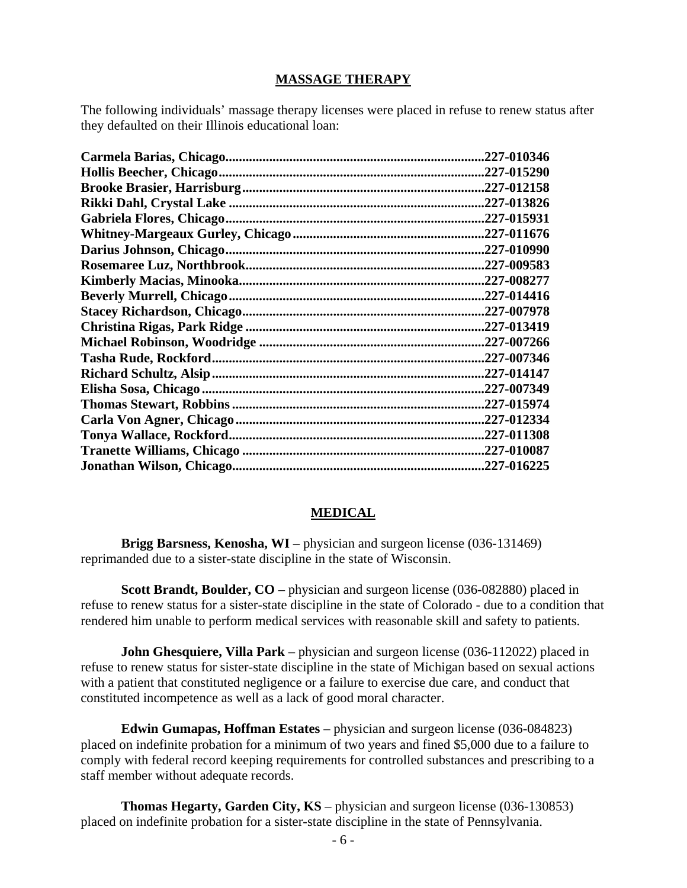## MASSAGE THERAPY

The following individuals' massage therapy licenses were placed in refuse to renew status after they defaulted on their Illinois educational loan:

| Name | License |
|---|---|
| **Carmela Barias, Chicago** | **227-010346** |
| **Hollis Beecher, Chicago** | **227-015290** |
| **Brooke Brasier, Harrisburg** | **227-012158** |
| **Rikki Dahl, Crystal Lake** | **227-013826** |
| **Gabriela Flores, Chicago** | **227-015931** |
| **Whitney-Margeaux Gurley, Chicago** | **227-011676** |
| **Darius Johnson, Chicago** | **227-010990** |
| **Rosemaree Luz, Northbrook** | **227-009583** |
| **Kimberly Macias, Minooka** | **227-008277** |
| **Beverly Murrell, Chicago** | **227-014416** |
| **Stacey Richardson, Chicago** | **227-007978** |
| **Christina Rigas, Park Ridge** | **227-013419** |
| **Michael Robinson, Woodridge** | **227-007266** |
| **Tasha Rude, Rockford** | **227-007346** |
| **Richard Schultz, Alsip** | **227-014147** |
| **Elisha Sosa, Chicago** | **227-007349** |
| **Thomas Stewart, Robbins** | **227-015974** |
| **Carla Von Agner, Chicago** | **227-012334** |
| **Tonya Wallace, Rockford** | **227-011308** |
| **Tranette Williams, Chicago** | **227-010087** |
| **Jonathan Wilson, Chicago** | **227-016225** |

## MEDICAL

**Brigg Barsness, Kenosha, WI** – physician and surgeon license (036-131469) reprimanded due to a sister-state discipline in the state of Wisconsin.

**Scott Brandt, Boulder, CO** – physician and surgeon license (036-082880) placed in refuse to renew status for a sister-state discipline in the state of Colorado - due to a condition that rendered him unable to perform medical services with reasonable skill and safety to patients.

**John Ghesquiere, Villa Park** – physician and surgeon license (036-112022) placed in refuse to renew status for sister-state discipline in the state of Michigan based on sexual actions with a patient that constituted negligence or a failure to exercise due care, and conduct that constituted incompetence as well as a lack of good moral character.

**Edwin Gumapas, Hoffman Estates** – physician and surgeon license (036-084823) placed on indefinite probation for a minimum of two years and fined $5,000 due to a failure to comply with federal record keeping requirements for controlled substances and prescribing to a staff member without adequate records.

**Thomas Hegarty, Garden City, KS** – physician and surgeon license (036-130853) placed on indefinite probation for a sister-state discipline in the state of Pennsylvania.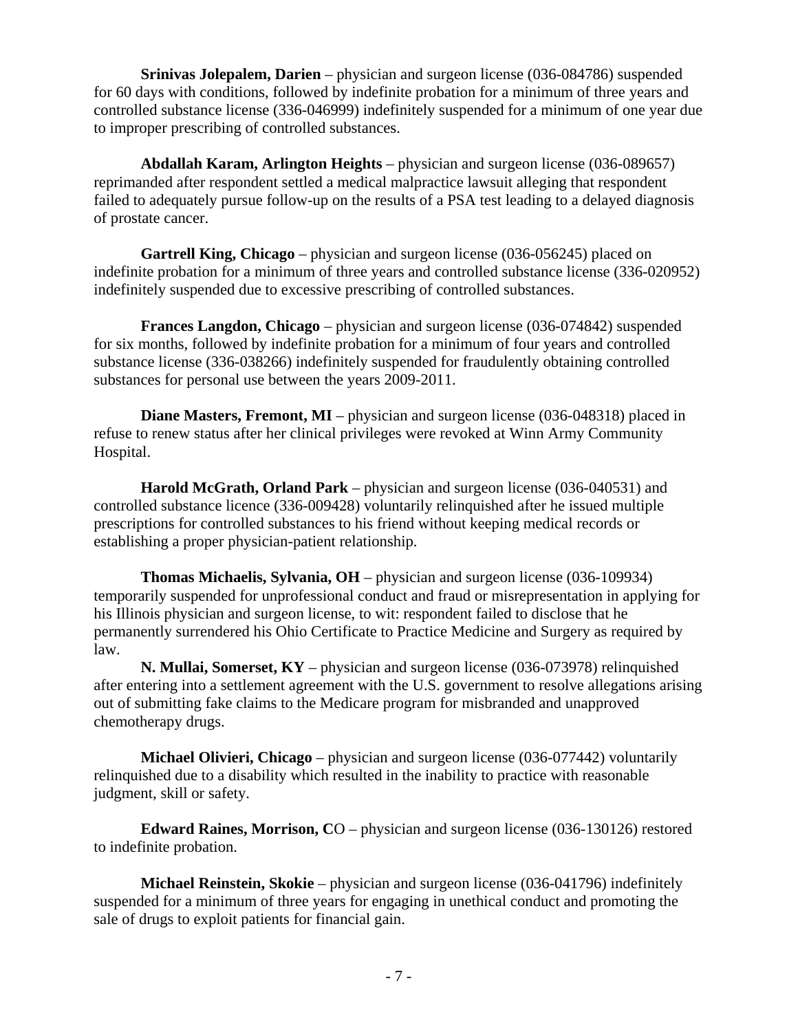**Srinivas Jolepalem, Darien** – physician and surgeon license (036-084786) suspended for 60 days with conditions, followed by indefinite probation for a minimum of three years and controlled substance license (336-046999) indefinitely suspended for a minimum of one year due to improper prescribing of controlled substances.

**Abdallah Karam, Arlington Heights** – physician and surgeon license (036-089657) reprimanded after respondent settled a medical malpractice lawsuit alleging that respondent failed to adequately pursue follow-up on the results of a PSA test leading to a delayed diagnosis of prostate cancer.

**Gartrell King, Chicago** – physician and surgeon license (036-056245) placed on indefinite probation for a minimum of three years and controlled substance license (336-020952) indefinitely suspended due to excessive prescribing of controlled substances.

**Frances Langdon, Chicago** – physician and surgeon license (036-074842) suspended for six months, followed by indefinite probation for a minimum of four years and controlled substance license (336-038266) indefinitely suspended for fraudulently obtaining controlled substances for personal use between the years 2009-2011.

**Diane Masters, Fremont, MI** – physician and surgeon license (036-048318) placed in refuse to renew status after her clinical privileges were revoked at Winn Army Community Hospital.

**Harold McGrath, Orland Park** – physician and surgeon license (036-040531) and controlled substance licence (336-009428) voluntarily relinquished after he issued multiple prescriptions for controlled substances to his friend without keeping medical records or establishing a proper physician-patient relationship.

**Thomas Michaelis, Sylvania, OH** – physician and surgeon license (036-109934) temporarily suspended for unprofessional conduct and fraud or misrepresentation in applying for his Illinois physician and surgeon license, to wit: respondent failed to disclose that he permanently surrendered his Ohio Certificate to Practice Medicine and Surgery as required by law.

**N. Mullai, Somerset, KY** – physician and surgeon license (036-073978) relinquished after entering into a settlement agreement with the U.S. government to resolve allegations arising out of submitting fake claims to the Medicare program for misbranded and unapproved chemotherapy drugs.

**Michael Olivieri, Chicago** – physician and surgeon license (036-077442) voluntarily relinquished due to a disability which resulted in the inability to practice with reasonable judgment, skill or safety.

**Edward Raines, Morrison, C**O – physician and surgeon license (036-130126) restored to indefinite probation.

**Michael Reinstein, Skokie** – physician and surgeon license (036-041796) indefinitely suspended for a minimum of three years for engaging in unethical conduct and promoting the sale of drugs to exploit patients for financial gain.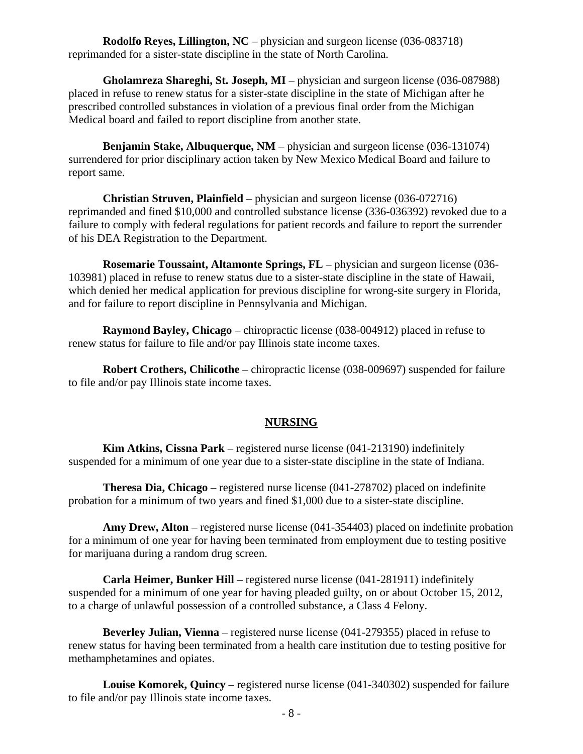**Rodolfo Reyes, Lillington, NC** – physician and surgeon license (036-083718) reprimanded for a sister-state discipline in the state of North Carolina.

**Gholamreza Shareghi, St. Joseph, MI** – physician and surgeon license (036-087988) placed in refuse to renew status for a sister-state discipline in the state of Michigan after he prescribed controlled substances in violation of a previous final order from the Michigan Medical board and failed to report discipline from another state.

**Benjamin Stake, Albuquerque, NM** – physician and surgeon license (036-131074) surrendered for prior disciplinary action taken by New Mexico Medical Board and failure to report same.

**Christian Struven, Plainfield** – physician and surgeon license (036-072716) reprimanded and fined $10,000 and controlled substance license (336-036392) revoked due to a failure to comply with federal regulations for patient records and failure to report the surrender of his DEA Registration to the Department.

**Rosemarie Toussaint, Altamonte Springs, FL** – physician and surgeon license (036-103981) placed in refuse to renew status due to a sister-state discipline in the state of Hawaii, which denied her medical application for previous discipline for wrong-site surgery in Florida, and for failure to report discipline in Pennsylvania and Michigan.

**Raymond Bayley, Chicago** – chiropractic license (038-004912) placed in refuse to renew status for failure to file and/or pay Illinois state income taxes.

**Robert Crothers, Chilicothe** – chiropractic license (038-009697) suspended for failure to file and/or pay Illinois state income taxes.

## NURSING

**Kim Atkins, Cissna Park** – registered nurse license (041-213190) indefinitely suspended for a minimum of one year due to a sister-state discipline in the state of Indiana.

**Theresa Dia, Chicago** – registered nurse license (041-278702) placed on indefinite probation for a minimum of two years and fined $1,000 due to a sister-state discipline.

**Amy Drew, Alton** – registered nurse license (041-354403) placed on indefinite probation for a minimum of one year for having been terminated from employment due to testing positive for marijuana during a random drug screen.

**Carla Heimer, Bunker Hill** – registered nurse license (041-281911) indefinitely suspended for a minimum of one year for having pleaded guilty, on or about October 15, 2012, to a charge of unlawful possession of a controlled substance, a Class 4 Felony.

**Beverley Julian, Vienna** – registered nurse license (041-279355) placed in refuse to renew status for having been terminated from a health care institution due to testing positive for methamphetamines and opiates.

**Louise Komorek, Quincy** – registered nurse license (041-340302) suspended for failure to file and/or pay Illinois state income taxes.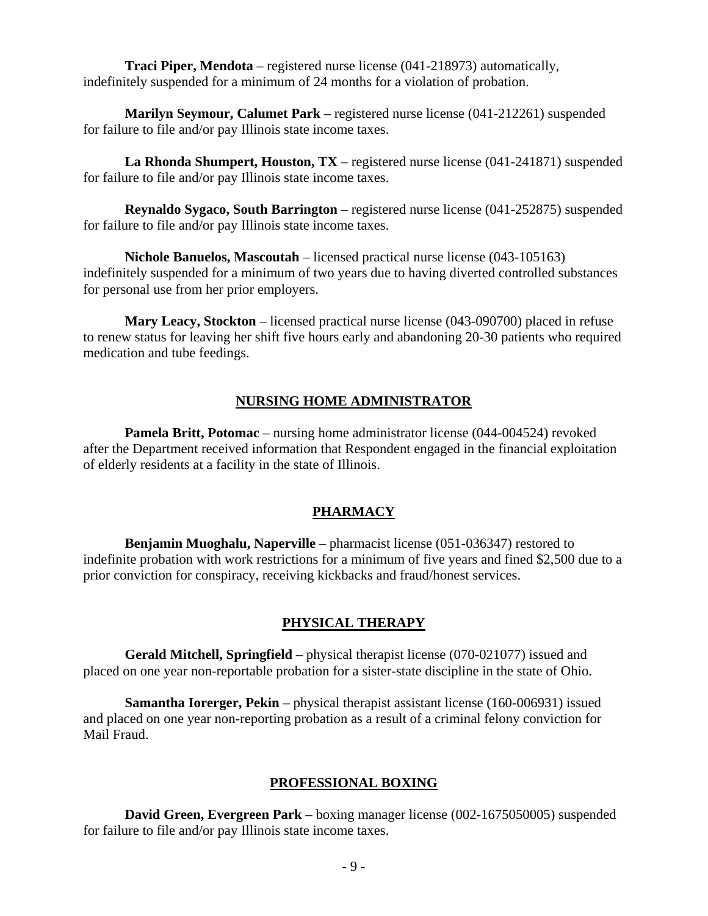**Traci Piper, Mendota** – registered nurse license (041-218973) automatically, indefinitely suspended for a minimum of 24 months for a violation of probation.

**Marilyn Seymour, Calumet Park** – registered nurse license (041-212261) suspended for failure to file and/or pay Illinois state income taxes.

**La Rhonda Shumpert, Houston, TX** – registered nurse license (041-241871) suspended for failure to file and/or pay Illinois state income taxes.

**Reynaldo Sygaco, South Barrington** – registered nurse license (041-252875) suspended for failure to file and/or pay Illinois state income taxes.

**Nichole Banuelos, Mascoutah** – licensed practical nurse license (043-105163) indefinitely suspended for a minimum of two years due to having diverted controlled substances for personal use from her prior employers.

**Mary Leacy, Stockton** – licensed practical nurse license (043-090700) placed in refuse to renew status for leaving her shift five hours early and abandoning 20-30 patients who required medication and tube feedings.

## NURSING HOME ADMINISTRATOR

**Pamela Britt, Potomac** – nursing home administrator license (044-004524) revoked after the Department received information that Respondent engaged in the financial exploitation of elderly residents at a facility in the state of Illinois.

## PHARMACY

**Benjamin Muoghalu, Naperville** – pharmacist license (051-036347) restored to indefinite probation with work restrictions for a minimum of five years and fined $2,500 due to a prior conviction for conspiracy, receiving kickbacks and fraud/honest services.

## PHYSICAL THERAPY

**Gerald Mitchell, Springfield** – physical therapist license (070-021077) issued and placed on one year non-reportable probation for a sister-state discipline in the state of Ohio.

**Samantha Iorerger, Pekin** – physical therapist assistant license (160-006931) issued and placed on one year non-reporting probation as a result of a criminal felony conviction for Mail Fraud.

## PROFESSIONAL BOXING

**David Green, Evergreen Park** – boxing manager license (002-1675050005) suspended for failure to file and/or pay Illinois state income taxes.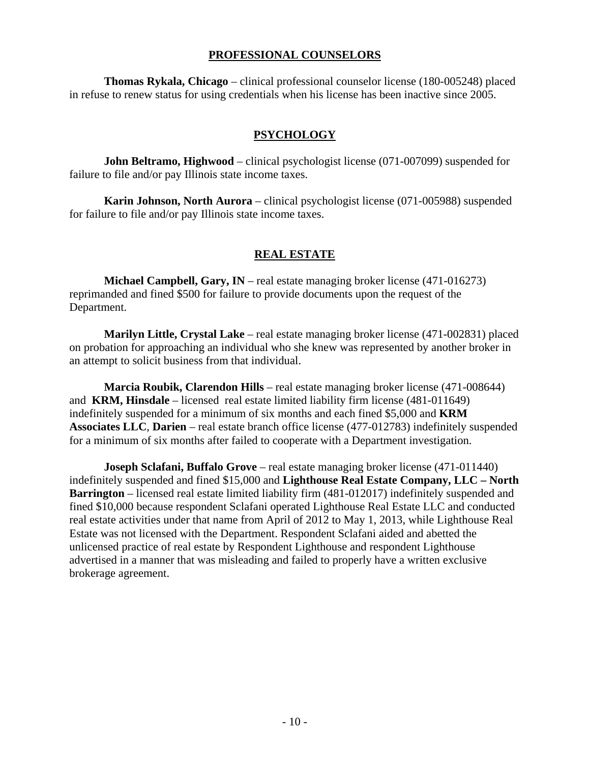## PROFESSIONAL COUNSELORS

**Thomas Rykala, Chicago** – clinical professional counselor license (180-005248) placed in refuse to renew status for using credentials when his license has been inactive since 2005.

## PSYCHOLOGY

**John Beltramo, Highwood** – clinical psychologist license (071-007099) suspended for failure to file and/or pay Illinois state income taxes.

**Karin Johnson, North Aurora** – clinical psychologist license (071-005988) suspended for failure to file and/or pay Illinois state income taxes.

## REAL ESTATE

**Michael Campbell, Gary, IN** – real estate managing broker license (471-016273) reprimanded and fined $500 for failure to provide documents upon the request of the Department.

**Marilyn Little, Crystal Lake** – real estate managing broker license (471-002831) placed on probation for approaching an individual who she knew was represented by another broker in an attempt to solicit business from that individual.

**Marcia Roubik, Clarendon Hills** – real estate managing broker license (471-008644) and **KRM, Hinsdale** – licensed real estate limited liability firm license (481-011649) indefinitely suspended for a minimum of six months and each fined $5,000 and **KRM Associates LLC**, **Darien** – real estate branch office license (477-012783) indefinitely suspended for a minimum of six months after failed to cooperate with a Department investigation.

**Joseph Sclafani, Buffalo Grove** – real estate managing broker license (471-011440) indefinitely suspended and fined $15,000 and **Lighthouse Real Estate Company, LLC – North Barrington** – licensed real estate limited liability firm (481-012017) indefinitely suspended and fined $10,000 because respondent Sclafani operated Lighthouse Real Estate LLC and conducted real estate activities under that name from April of 2012 to May 1, 2013, while Lighthouse Real Estate was not licensed with the Department. Respondent Sclafani aided and abetted the unlicensed practice of real estate by Respondent Lighthouse and respondent Lighthouse advertised in a manner that was misleading and failed to properly have a written exclusive brokerage agreement.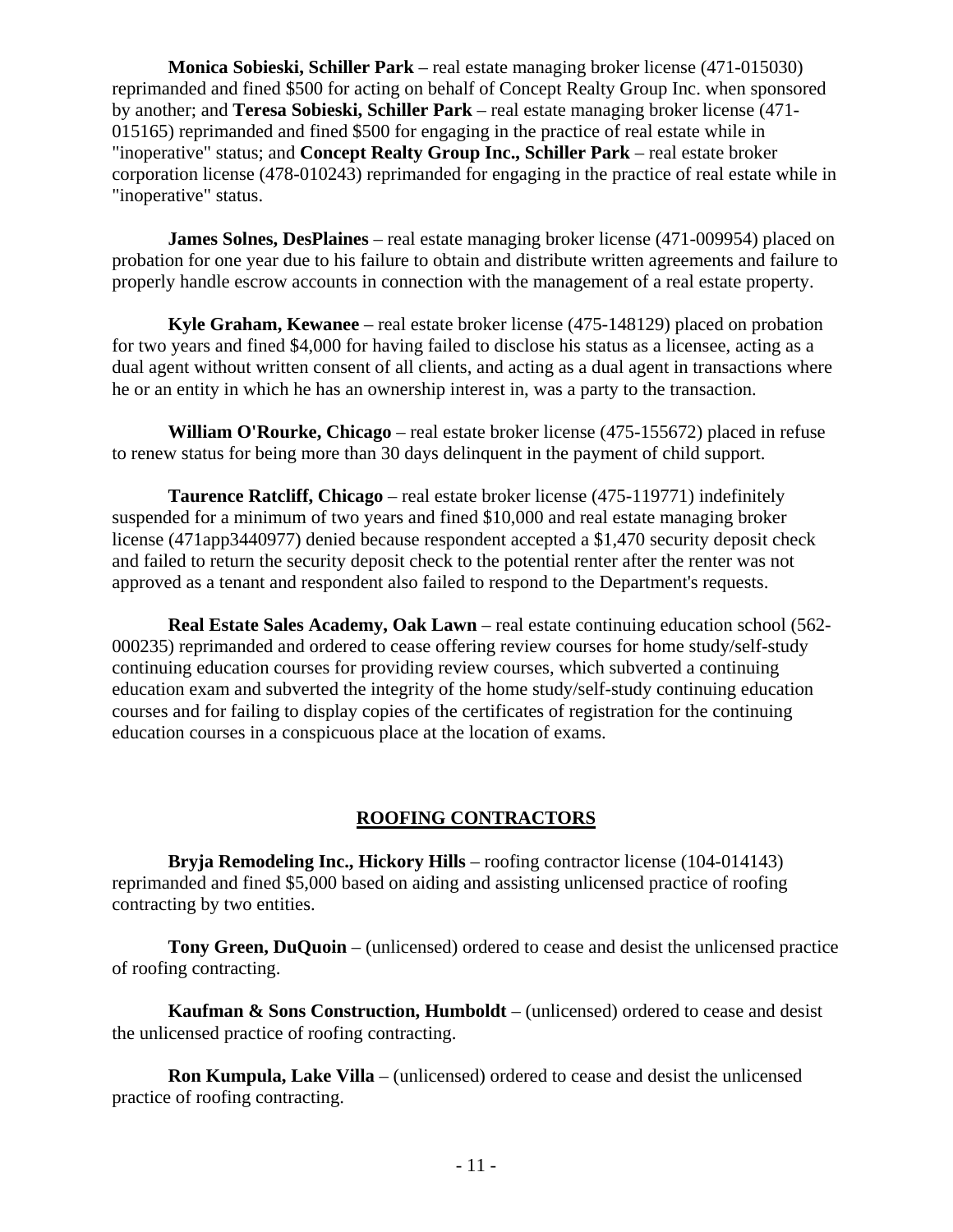**Monica Sobieski, Schiller Park** – real estate managing broker license (471-015030) reprimanded and fined $500 for acting on behalf of Concept Realty Group Inc. when sponsored by another; and **Teresa Sobieski, Schiller Park** – real estate managing broker license (471-015165) reprimanded and fined $500 for engaging in the practice of real estate while in "inoperative" status; and **Concept Realty Group Inc., Schiller Park** – real estate broker corporation license (478-010243) reprimanded for engaging in the practice of real estate while in "inoperative" status.

**James Solnes, DesPlaines** – real estate managing broker license (471-009954) placed on probation for one year due to his failure to obtain and distribute written agreements and failure to properly handle escrow accounts in connection with the management of a real estate property.

**Kyle Graham, Kewanee** – real estate broker license (475-148129) placed on probation for two years and fined $4,000 for having failed to disclose his status as a licensee, acting as a dual agent without written consent of all clients, and acting as a dual agent in transactions where he or an entity in which he has an ownership interest in, was a party to the transaction.

**William O'Rourke, Chicago** – real estate broker license (475-155672) placed in refuse to renew status for being more than 30 days delinquent in the payment of child support.

**Taurence Ratcliff, Chicago** – real estate broker license (475-119771) indefinitely suspended for a minimum of two years and fined $10,000 and real estate managing broker license (471app3440977) denied because respondent accepted a $1,470 security deposit check and failed to return the security deposit check to the potential renter after the renter was not approved as a tenant and respondent also failed to respond to the Department's requests.

**Real Estate Sales Academy, Oak Lawn** – real estate continuing education school (562-000235) reprimanded and ordered to cease offering review courses for home study/self-study continuing education courses for providing review courses, which subverted a continuing education exam and subverted the integrity of the home study/self-study continuing education courses and for failing to display copies of the certificates of registration for the continuing education courses in a conspicuous place at the location of exams.

## ROOFING CONTRACTORS

**Bryja Remodeling Inc., Hickory Hills** – roofing contractor license (104-014143) reprimanded and fined $5,000 based on aiding and assisting unlicensed practice of roofing contracting by two entities.

**Tony Green, DuQuoin** – (unlicensed) ordered to cease and desist the unlicensed practice of roofing contracting.

**Kaufman & Sons Construction, Humboldt** – (unlicensed) ordered to cease and desist the unlicensed practice of roofing contracting.

**Ron Kumpula, Lake Villa** – (unlicensed) ordered to cease and desist the unlicensed practice of roofing contracting.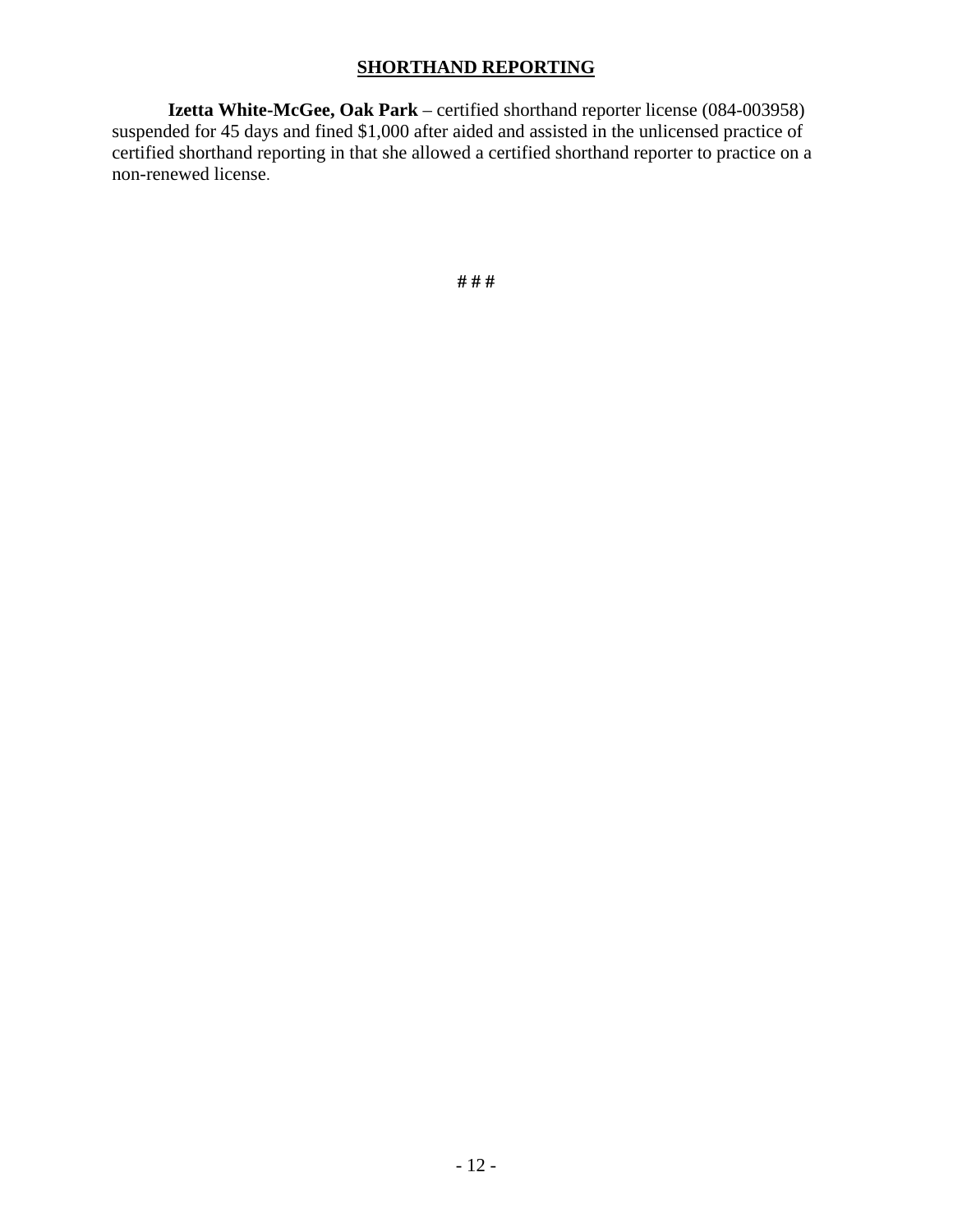## SHORTHAND REPORTING

**Izetta White-McGee, Oak Park** – certified shorthand reporter license (084-003958) suspended for 45 days and fined $1,000 after aided and assisted in the unlicensed practice of certified shorthand reporting in that she allowed a certified shorthand reporter to practice on a non-renewed license.

# # #